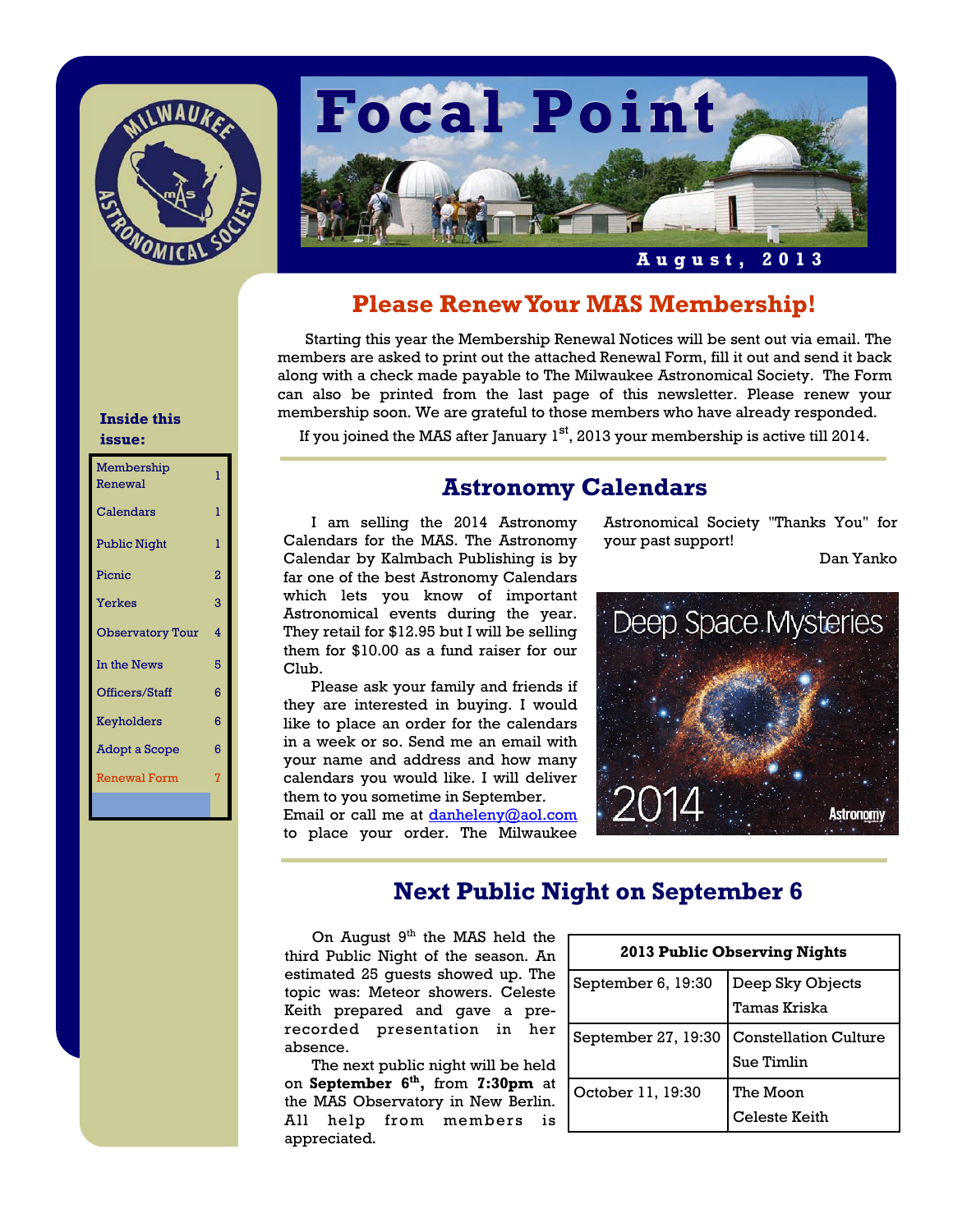# Focal Point

**August, 2013**

**Inside this issue:**

| | |
|---|---|
| Membership Renewal | 1 |
| Calendars | 1 |
| Public Night | 1 |
| Picnic | 2 |
| Yerkes | 3 |
| Observatory Tour | 4 |
| In the News | 5 |
| Officers/Staff | 6 |
| Keyholders | 6 |
| Adopt a Scope | 6 |
| Renewal Form | 7 |

## Please Renew Your MAS Membership!

Starting this year the Membership Renewal Notices will be sent out via email. The members are asked to print out the attached Renewal Form, fill it out and send it back along with a check made payable to The Milwaukee Astronomical Society. The Form can also be printed from the last page of this newsletter. Please renew your membership soon. We are grateful to those members who have already responded.

If you joined the MAS after January 1st, 2013 your membership is active till 2014.

## Astronomy Calendars

I am selling the 2014 Astronomy Calendars for the MAS. The Astronomy Calendar by Kalmbach Publishing is by far one of the best Astronomy Calendars which lets you know of important Astronomical events during the year. They retail for $12.95 but I will be selling them for $10.00 as a fund raiser for our Club.

Please ask your family and friends if they are interested in buying. I would like to place an order for the calendars in a week or so. Send me an email with your name and address and how many calendars you would like. I will deliver them to you sometime in September.

Email or call me at danheleny@aol.com to place your order. The Milwaukee Astronomical Society "Thanks You" for your past support!

Dan Yanko

## Next Public Night on September 6

On August 9th the MAS held the third Public Night of the season. An estimated 25 guests showed up. The topic was: Meteor showers. Celeste Keith prepared and gave a pre-recorded presentation in her absence.

The next public night will be held on **September 6th,** from **7:30pm** at the MAS Observatory in New Berlin. All help from members is appreciated.

| **2013 Public Observing Nights** | |
|---|---|
| September 6, 19:30 | Deep Sky Objects<br>Tamas Kriska |
| September 27, 19:30 | Constellation Culture<br>Sue Timlin |
| October 11, 19:30 | The Moon<br>Celeste Keith |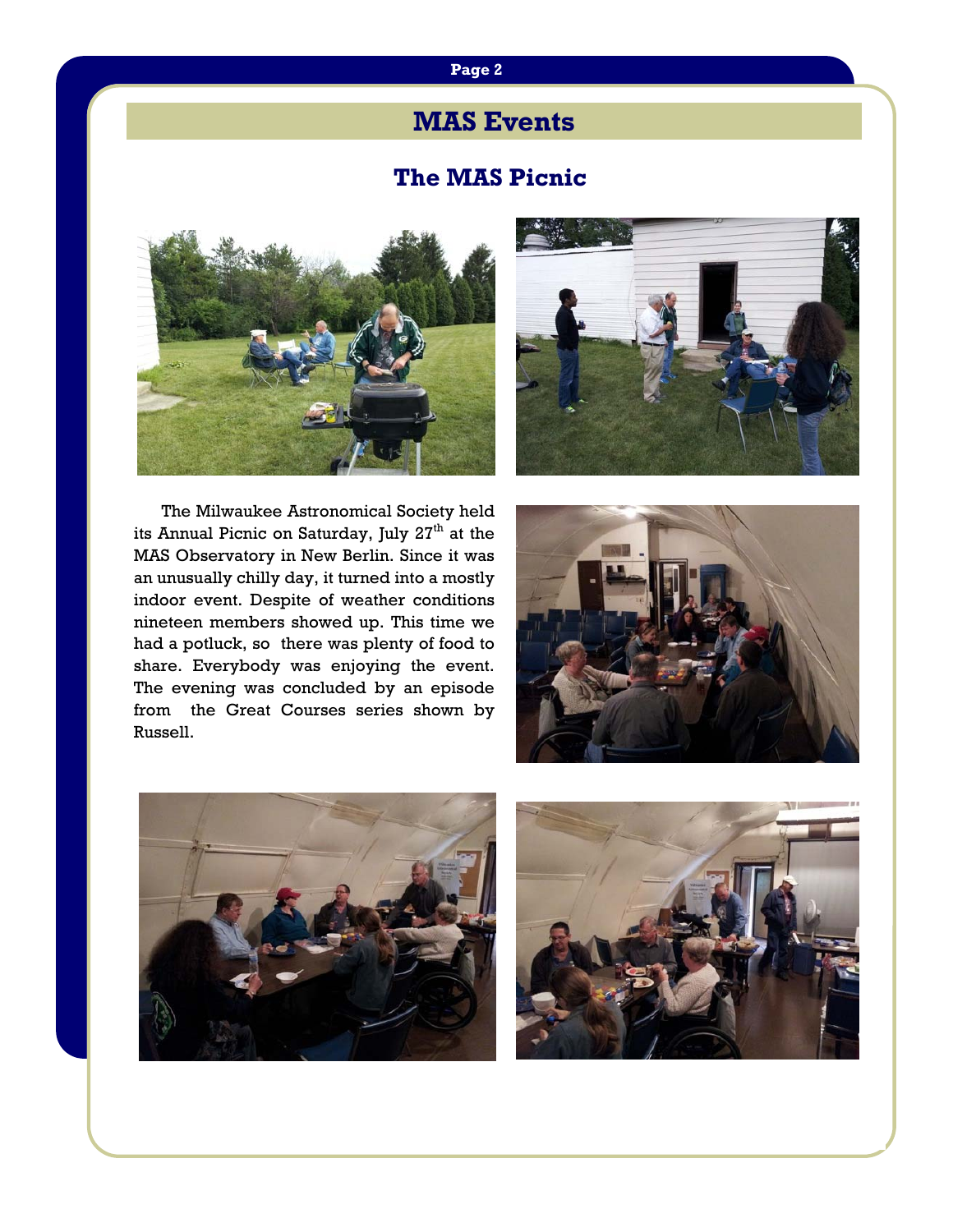# MAS Events

## The MAS Picnic

The Milwaukee Astronomical Society held its Annual Picnic on Saturday, July 27th at the MAS Observatory in New Berlin. Since it was an unusually chilly day, it turned into a mostly indoor event. Despite of weather conditions nineteen members showed up. This time we had a potluck, so there was plenty of food to share. Everybody was enjoying the event. The evening was concluded by an episode from the Great Courses series shown by Russell.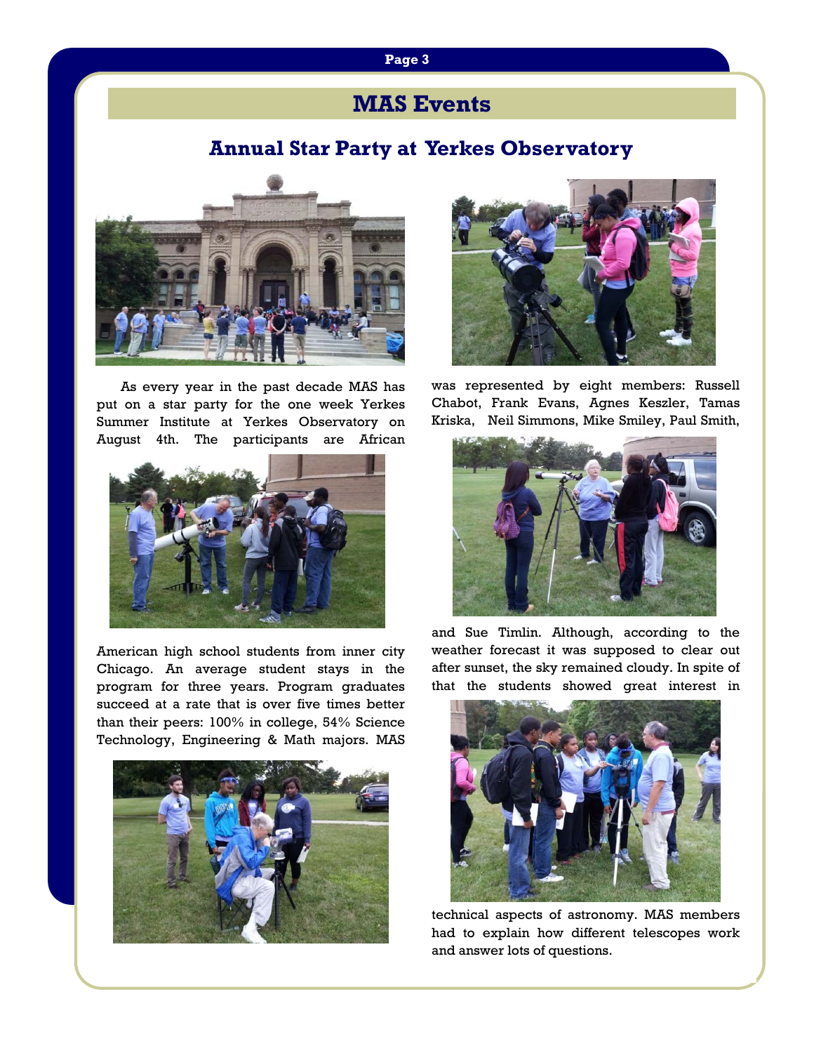# MAS Events

## Annual Star Party at Yerkes Observatory

As every year in the past decade MAS has put on a star party for the one week Yerkes Summer Institute at Yerkes Observatory on August 4th. The participants are African American high school students from inner city Chicago. An average student stays in the program for three years. Program graduates succeed at a rate that is over five times better than their peers: 100% in college, 54% Science Technology, Engineering & Math majors. MAS was represented by eight members: Russell Chabot, Frank Evans, Agnes Keszler, Tamas Kriska, Neil Simmons, Mike Smiley, Paul Smith, and Sue Timlin. Although, according to the weather forecast it was supposed to clear out after sunset, the sky remained cloudy. In spite of that the students showed great interest in technical aspects of astronomy. MAS members had to explain how different telescopes work and answer lots of questions.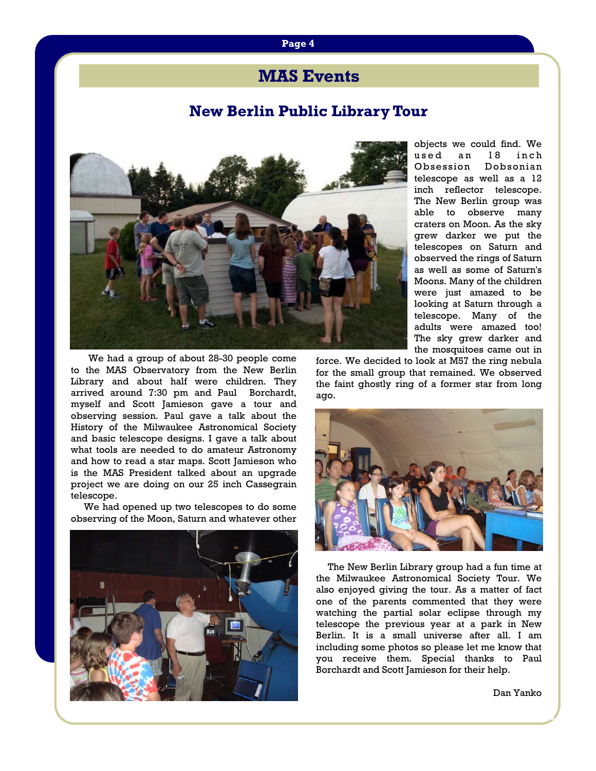## MAS Events

### New Berlin Public Library Tour

We had a group of about 28-30 people come to the MAS Observatory from the New Berlin Library and about half were children. They arrived around 7:30 pm and Paul Borchardt, myself and Scott Jamieson gave a tour and observing session. Paul gave a talk about the History of the Milwaukee Astronomical Society and basic telescope designs. I gave a talk about what tools are needed to do amateur Astronomy and how to read a star maps. Scott Jamieson who is the MAS President talked about an upgrade project we are doing on our 25 inch Cassegrain telescope.

We had opened up two telescopes to do some observing of the Moon, Saturn and whatever other objects we could find. We used an 18 inch Obsession Dobsonian telescope as well as a 12 inch reflector telescope. The New Berlin group was able to observe many craters on Moon. As the sky grew darker we put the telescopes on Saturn and observed the rings of Saturn as well as some of Saturn's Moons. Many of the children were just amazed to be looking at Saturn through a telescope. Many of the adults were amazed too! The sky grew darker and the mosquitoes came out in force. We decided to look at M57 the ring nebula for the small group that remained. We observed the faint ghostly ring of a former star from long ago.

The New Berlin Library group had a fun time at the Milwaukee Astronomical Society Tour. We also enjoyed giving the tour. As a matter of fact one of the parents commented that they were watching the partial solar eclipse through my telescope the previous year at a park in New Berlin. It is a small universe after all. I am including some photos so please let me know that you receive them. Special thanks to Paul Borchardt and Scott Jamieson for their help.

Dan Yanko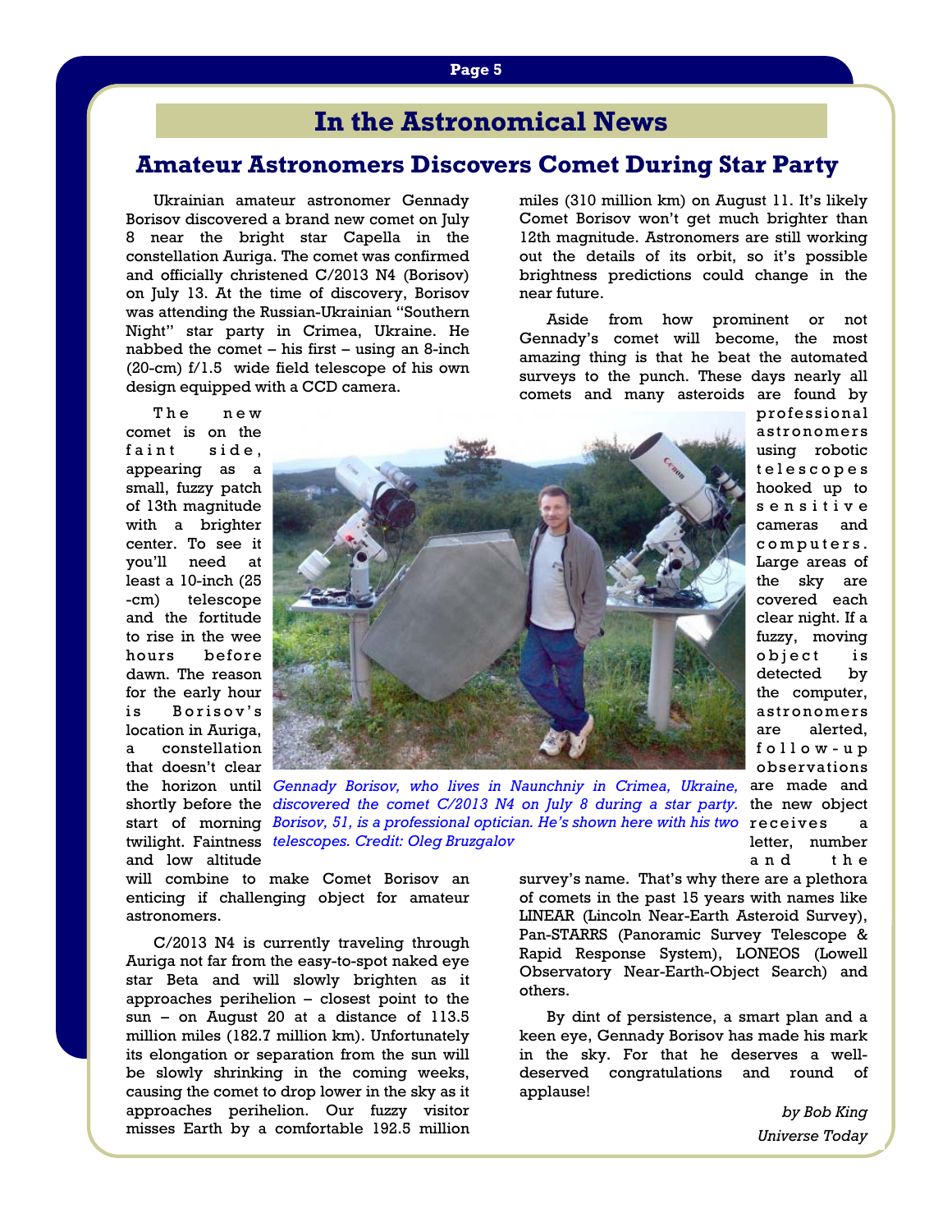# In the Astronomical News

## Amateur Astronomers Discovers Comet During Star Party

Ukrainian amateur astronomer Gennady Borisov discovered a brand new comet on July 8 near the bright star Capella in the constellation Auriga. The comet was confirmed and officially christened C/2013 N4 (Borisov) on July 13. At the time of discovery, Borisov was attending the Russian-Ukrainian "Southern Night" star party in Crimea, Ukraine. He nabbed the comet – his first – using an 8-inch (20-cm) f/1.5 wide field telescope of his own design equipped with a CCD camera.

The new comet is on the faint side, appearing as a small, fuzzy patch of 13th magnitude with a brighter center. To see it you'll need at least a 10-inch (25 -cm) telescope and the fortitude to rise in the wee hours before dawn. The reason for the early hour is Borisov's location in Auriga, a constellation that doesn't clear the horizon until shortly before the start of morning twilight. Faintness and low altitude will combine to make Comet Borisov an enticing if challenging object for amateur astronomers.

*Gennady Borisov, who lives in Naunchniy in Crimea, Ukraine, discovered the comet C/2013 N4 on July 8 during a star party. Borisov, 51, is a professional optician. He's shown here with his two telescopes. Credit: Oleg Bruzgalov*

C/2013 N4 is currently traveling through Auriga not far from the easy-to-spot naked eye star Beta and will slowly brighten as it approaches perihelion – closest point to the sun – on August 20 at a distance of 113.5 million miles (182.7 million km). Unfortunately its elongation or separation from the sun will be slowly shrinking in the coming weeks, causing the comet to drop lower in the sky as it approaches perihelion. Our fuzzy visitor misses Earth by a comfortable 192.5 million miles (310 million km) on August 11. It's likely Comet Borisov won't get much brighter than 12th magnitude. Astronomers are still working out the details of its orbit, so it's possible brightness predictions could change in the near future.

Aside from how prominent or not Gennady's comet will become, the most amazing thing is that he beat the automated surveys to the punch. These days nearly all comets and many asteroids are found by professional astronomers using robotic telescopes hooked up to sensitive cameras and computers. Large areas of the sky are covered each clear night. If a fuzzy, moving object is detected by the computer, astronomers are alerted, follow-up observations are made and the new object receives a letter, number and the survey's name. That's why there are a plethora of comets in the past 15 years with names like LINEAR (Lincoln Near-Earth Asteroid Survey), Pan-STARRS (Panoramic Survey Telescope & Rapid Response System), LONEOS (Lowell Observatory Near-Earth-Object Search) and others.

By dint of persistence, a smart plan and a keen eye, Gennady Borisov has made his mark in the sky. For that he deserves a well-deserved congratulations and round of applause!

*by Bob King*

*Universe Today*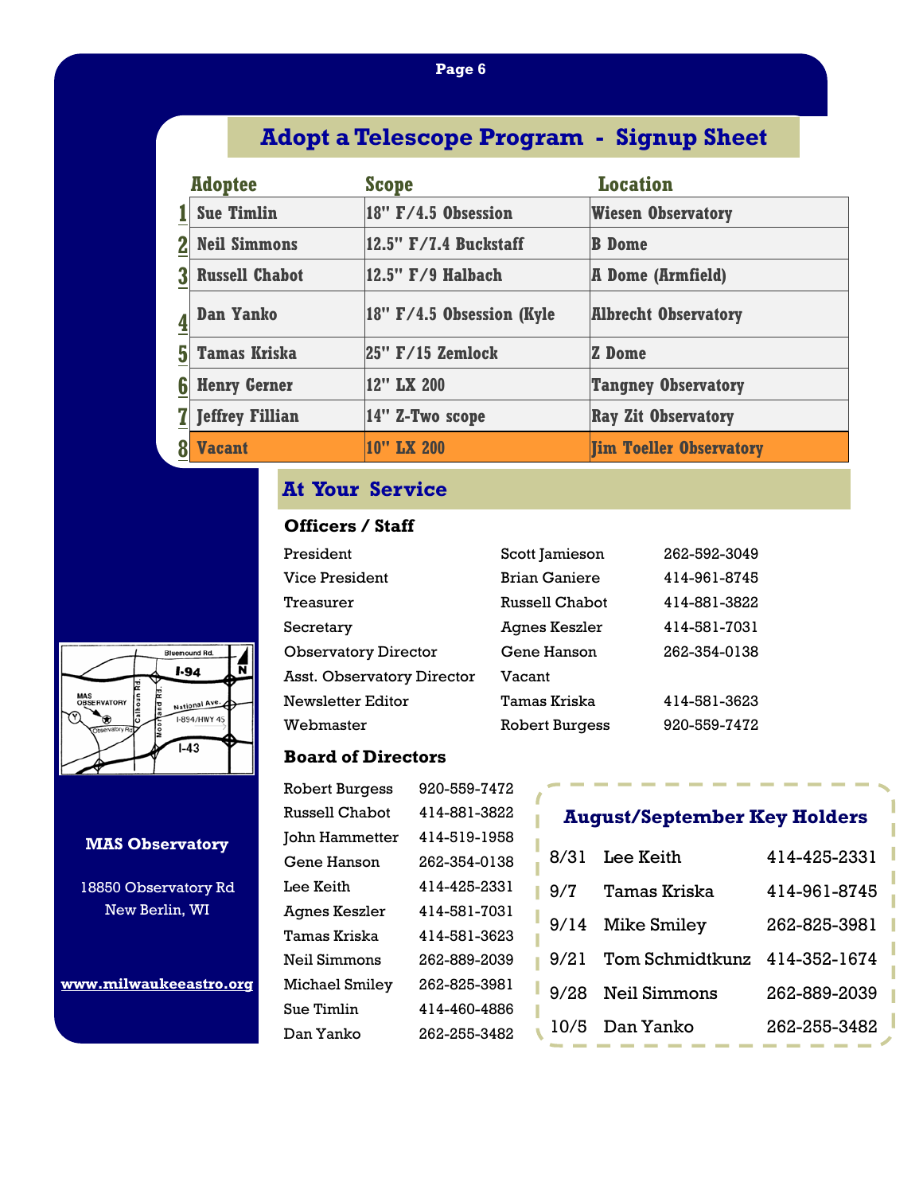## Adopt a Telescope Program - Signup Sheet

| | Adoptee | Scope | Location |
|---|---|---|---|
| 1 | Sue Timlin | 18" F/4.5 Obsession | Wiesen Observatory |
| 2 | Neil Simmons | 12.5" F/7.4 Buckstaff | B Dome |
| 3 | Russell Chabot | 12.5" F/9 Halbach | A Dome (Armfield) |
| 4 | Dan Yanko | 18" F/4.5 Obsession (Kyle | Albrecht Observatory |
| 5 | Tamas Kriska | 25" F/15 Zemlock | Z Dome |
| 6 | Henry Gerner | 12" LX 200 | Tangney Observatory |
| 7 | Jeffrey Fillian | 14" Z-Two scope | Ray Zit Observatory |
| 8 | Vacant | 10" LX 200 | Jim Toeller Observatory |

## At Your Service

### Officers / Staff

| | | |
|---|---|---|
| President | Scott Jamieson | 262-592-3049 |
| Vice President | Brian Ganiere | 414-961-8745 |
| Treasurer | Russell Chabot | 414-881-3822 |
| Secretary | Agnes Keszler | 414-581-7031 |
| Observatory Director | Gene Hanson | 262-354-0138 |
| Asst. Observatory Director | Vacant | |
| Newsletter Editor | Tamas Kriska | 414-581-3623 |
| Webmaster | Robert Burgess | 920-559-7472 |

### Board of Directors

| | |
|---|---|
| Robert Burgess | 920-559-7472 |
| Russell Chabot | 414-881-3822 |
| John Hammetter | 414-519-1958 |
| Gene Hanson | 262-354-0138 |
| Lee Keith | 414-425-2331 |
| Agnes Keszler | 414-581-7031 |
| Tamas Kriska | 414-581-3623 |
| Neil Simmons | 262-889-2039 |
| Michael Smiley | 262-825-3981 |
| Sue Timlin | 414-460-4886 |
| Dan Yanko | 262-255-3482 |

### August/September Key Holders

| | | |
|---|---|---|
| 8/31 | Lee Keith | 414-425-2331 |
| 9/7 | Tamas Kriska | 414-961-8745 |
| 9/14 | Mike Smiley | 262-825-3981 |
| 9/21 | Tom Schmidtkunz | 414-352-1674 |
| 9/28 | Neil Simmons | 262-889-2039 |
| 10/5 | Dan Yanko | 262-255-3482 |

Bluemound Rd. I-94 N MAS OBSERVATORY Calhoun Rd. Moorland Rd. National Ave. I-894/HWY 45 Observatory Rd I-43 Y

**MAS Observatory**

18850 Observatory Rd
New Berlin, WI

**www.milwaukeeastro.org**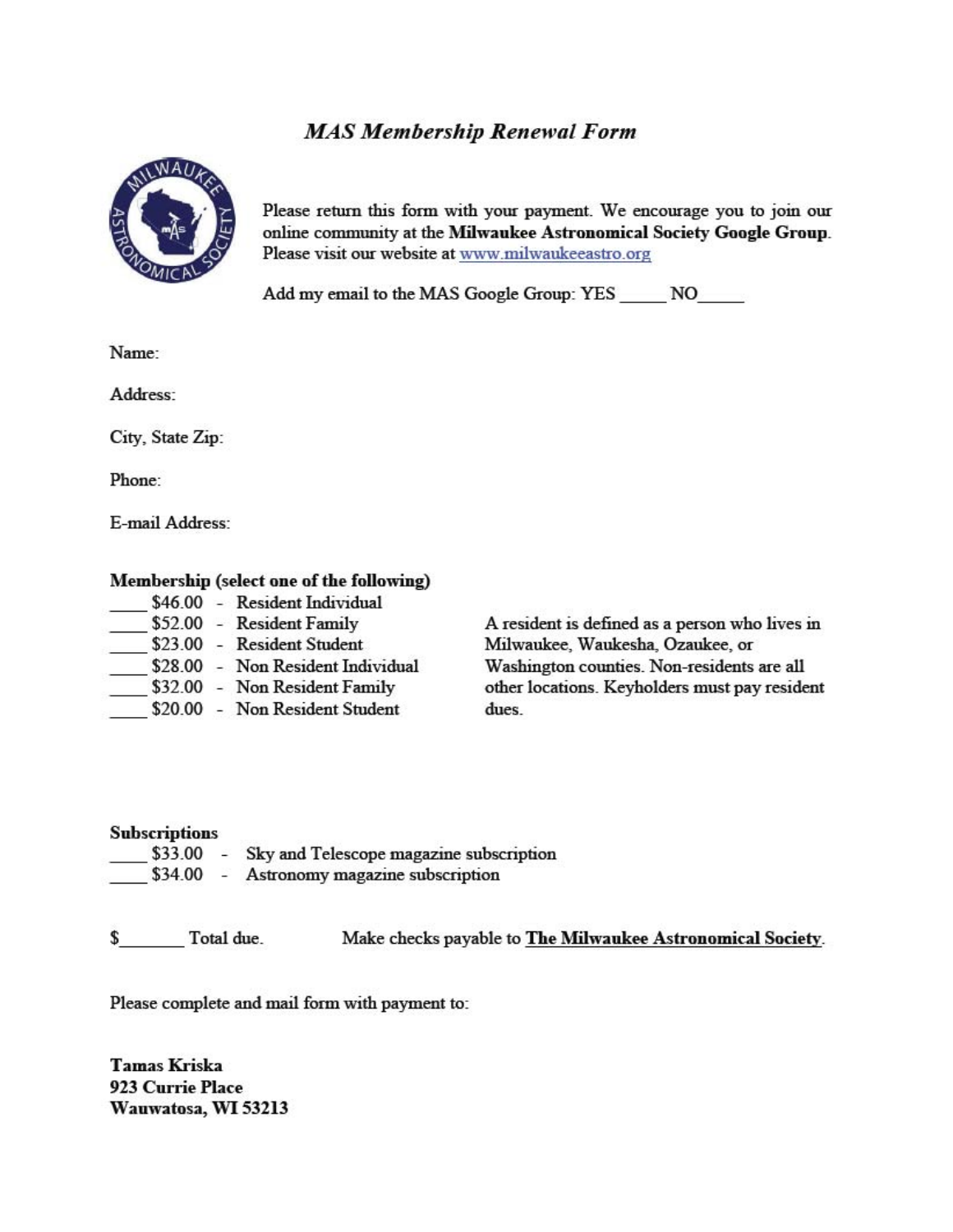# *MAS Membership Renewal Form*

Please return this form with your payment. We encourage you to join our online community at the **Milwaukee Astronomical Society Google Group**. Please visit our website at www.milwaukeeastro.org

Add my email to the MAS Google Group: YES _____ NO_____

Name:

Address:

City, State Zip:

Phone:

E-mail Address:

**Membership (select one of the following)**

____ $46.00 - Resident Individual
____ $52.00 - Resident Family
____ $23.00 - Resident Student
____ $28.00 - Non Resident Individual
____ $32.00 - Non Resident Family
____ $20.00 - Non Resident Student

A resident is defined as a person who lives in Milwaukee, Waukesha, Ozaukee, or Washington counties. Non-residents are all other locations. Keyholders must pay resident dues.

**Subscriptions**

____ $33.00 - Sky and Telescope magazine subscription
____ $34.00 - Astronomy magazine subscription

$_______ Total due.

Make checks payable to **The Milwaukee Astronomical Society**.

Please complete and mail form with payment to:

**Tamas Kriska**
**923 Currie Place**
**Wauwatosa, WI 53213**